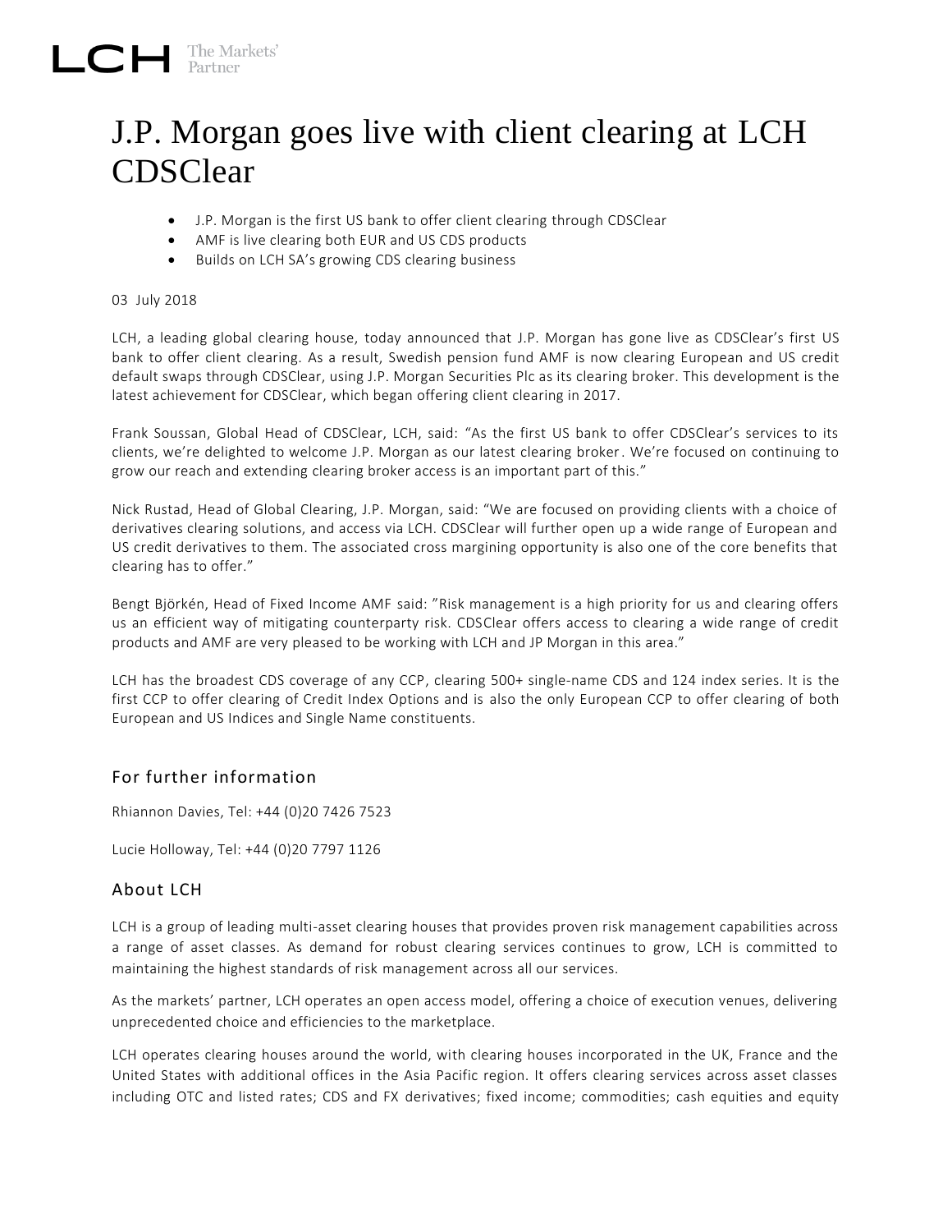LCH The Markets' Partner

# J.P. Morgan goes live with client clearing at LCH CDSClear

- J.P. Morgan is the first US bank to offer client clearing through CDSClear
- AMF is live clearing both EUR and US CDS products
- Builds on LCH SA's growing CDS clearing business

03 July 2018

LCH, a leading global clearing house, today announced that J.P. Morgan has gone live as CDSClear's first US bank to offer client clearing. As a result, Swedish pension fund AMF is now clearing European and US credit default swaps through CDSClear, using J.P. Morgan Securities Plc as its clearing broker. This development is the latest achievement for CDSClear, which began offering client clearing in 2017.

Frank Soussan, Global Head of CDSClear, LCH, said: "As the first US bank to offer CDSClear's services to its clients, we're delighted to welcome J.P. Morgan as our latest clearing broker. We're focused on continuing to grow our reach and extending clearing broker access is an important part of this."

Nick Rustad, Head of Global Clearing, J.P. Morgan, said: "We are focused on providing clients with a choice of derivatives clearing solutions, and access via LCH. CDSClear will further open up a wide range of European and US credit derivatives to them. The associated cross margining opportunity is also one of the core benefits that clearing has to offer."

Bengt Björkén, Head of Fixed Income AMF said: "Risk management is a high priority for us and clearing offers us an efficient way of mitigating counterparty risk. CDSClear offers access to clearing a wide range of credit products and AMF are very pleased to be working with LCH and JP Morgan in this area."

LCH has the broadest CDS coverage of any CCP, clearing 500+ single-name CDS and 124 index series. It is the first CCP to offer clearing of Credit Index Options and is also the only European CCP to offer clearing of both European and US Indices and Single Name constituents.

## For further information

Rhiannon Davies, Tel: +44 (0)20 7426 7523

Lucie Holloway, Tel: +44 (0)20 7797 1126

## About LCH

LCH is a group of leading multi-asset clearing houses that provides proven risk management capabilities across a range of asset classes. As demand for robust clearing services continues to grow, LCH is committed to maintaining the highest standards of risk management across all our services.

As the markets' partner, LCH operates an open access model, offering a choice of execution venues, delivering unprecedented choice and efficiencies to the marketplace.

LCH operates clearing houses around the world, with clearing houses incorporated in the UK, France and the United States with additional offices in the Asia Pacific region. It offers clearing services across asset classes including OTC and listed rates; CDS and FX derivatives; fixed income; commodities; cash equities and equity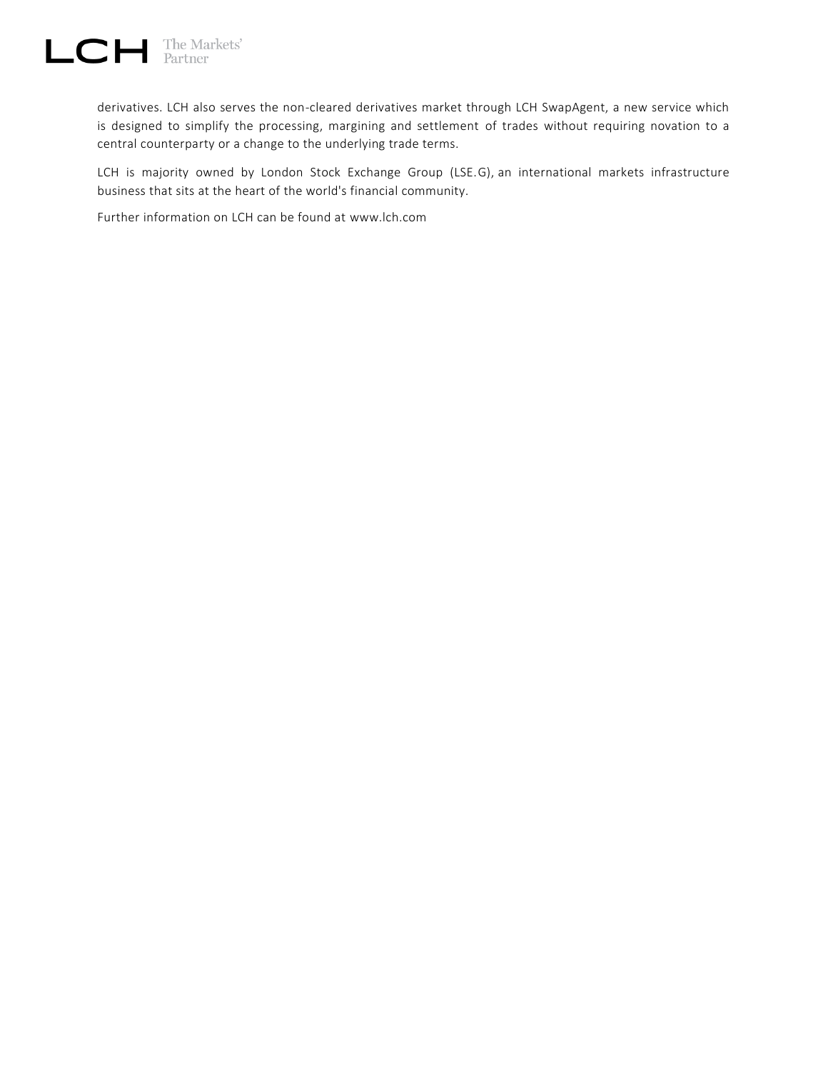derivatives. LCH also serves the non-cleared derivatives market through LCH SwapAgent, a new service which is designed to simplify the processing, margining and settlement of trades without requiring novation to a central counterparty or a change to the underlying trade terms.

LCH is majority owned by London Stock Exchange Group (LSE.G), an international markets infrastructure business that sits at the heart of the world's financial community.

Further information on LCH can be found at www.lch.com